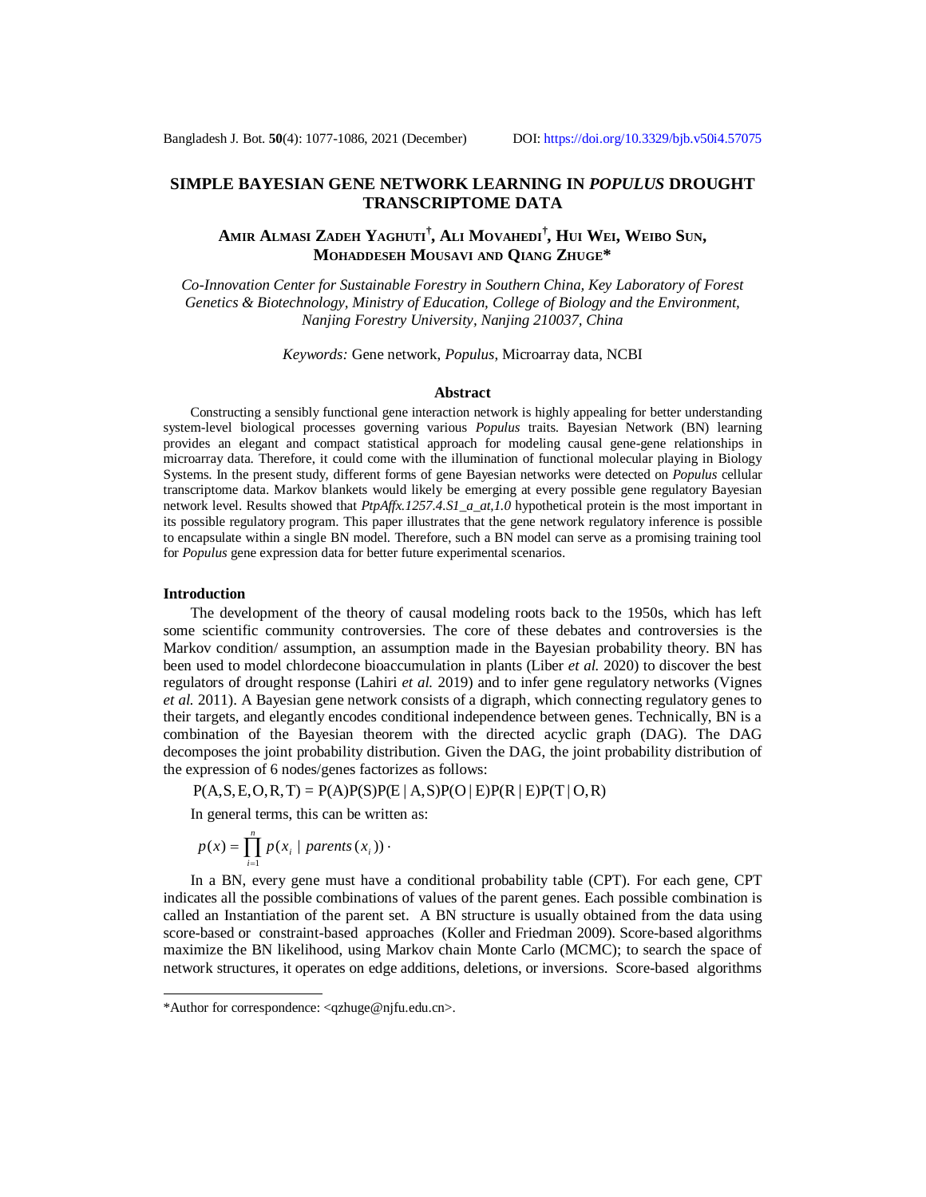# SIMPLE BAYESIAN GENE NETWORK LEARNING IN *POPULUS* DROUGHT TRANSCRIPTOME DATA

**Amir Almasi Zadeh Yaghuti[†], Ali Movahedi[†], Hui Wei, Weibo Sun, Mohaddeseh Mousavi and Qiang Zhuge***

*Co-Innovation Center for Sustainable Forestry in Southern China, Key Laboratory of Forest Genetics & Biotechnology, Ministry of Education, College of Biology and the Environment, Nanjing Forestry University, Nanjing 210037, China*

*Keywords:* Gene network, *Populus*, Microarray data, NCBI

## Abstract

Constructing a sensibly functional gene interaction network is highly appealing for better understanding system-level biological processes governing various *Populus* traits. Bayesian Network (BN) learning provides an elegant and compact statistical approach for modeling causal gene-gene relationships in microarray data. Therefore, it could come with the illumination of functional molecular playing in Biology Systems. In the present study, different forms of gene Bayesian networks were detected on *Populus* cellular transcriptome data. Markov blankets would likely be emerging at every possible gene regulatory Bayesian network level. Results showed that *PtpAffx.1257.4.S1_a_at,1.0* hypothetical protein is the most important in its possible regulatory program. This paper illustrates that the gene network regulatory inference is possible to encapsulate within a single BN model. Therefore, such a BN model can serve as a promising training tool for *Populus* gene expression data for better future experimental scenarios.

## Introduction

The development of the theory of causal modeling roots back to the 1950s, which has left some scientific community controversies. The core of these debates and controversies is the Markov condition/ assumption, an assumption made in the Bayesian probability theory. BN has been used to model chlordecone bioaccumulation in plants (Liber *et al.* 2020) to discover the best regulators of drought response (Lahiri *et al.* 2019) and to infer gene regulatory networks (Vignes *et al.* 2011). A Bayesian gene network consists of a digraph, which connecting regulatory genes to their targets, and elegantly encodes conditional independence between genes. Technically, BN is a combination of the Bayesian theorem with the directed acyclic graph (DAG). The DAG decomposes the joint probability distribution. Given the DAG, the joint probability distribution of the expression of 6 nodes/genes factorizes as follows:

$$P(A,S,E,O,R,T) = P(A)P(S)P(E \mid A,S)P(O \mid E)P(R \mid E)P(T \mid O,R)$$

In general terms, this can be written as:

$$p(x) = \prod_{i=1}^{n} p(x_i \mid parents(x_i)) \cdot$$

In a BN, every gene must have a conditional probability table (CPT). For each gene, CPT indicates all the possible combinations of values of the parent genes. Each possible combination is called an Instantiation of the parent set. A BN structure is usually obtained from the data using score-based or constraint-based approaches (Koller and Friedman 2009). Score-based algorithms maximize the BN likelihood, using Markov chain Monte Carlo (MCMC); to search the space of network structures, it operates on edge additions, deletions, or inversions. Score-based algorithms

*Author for correspondence: <qzhuge@njfu.edu.cn>.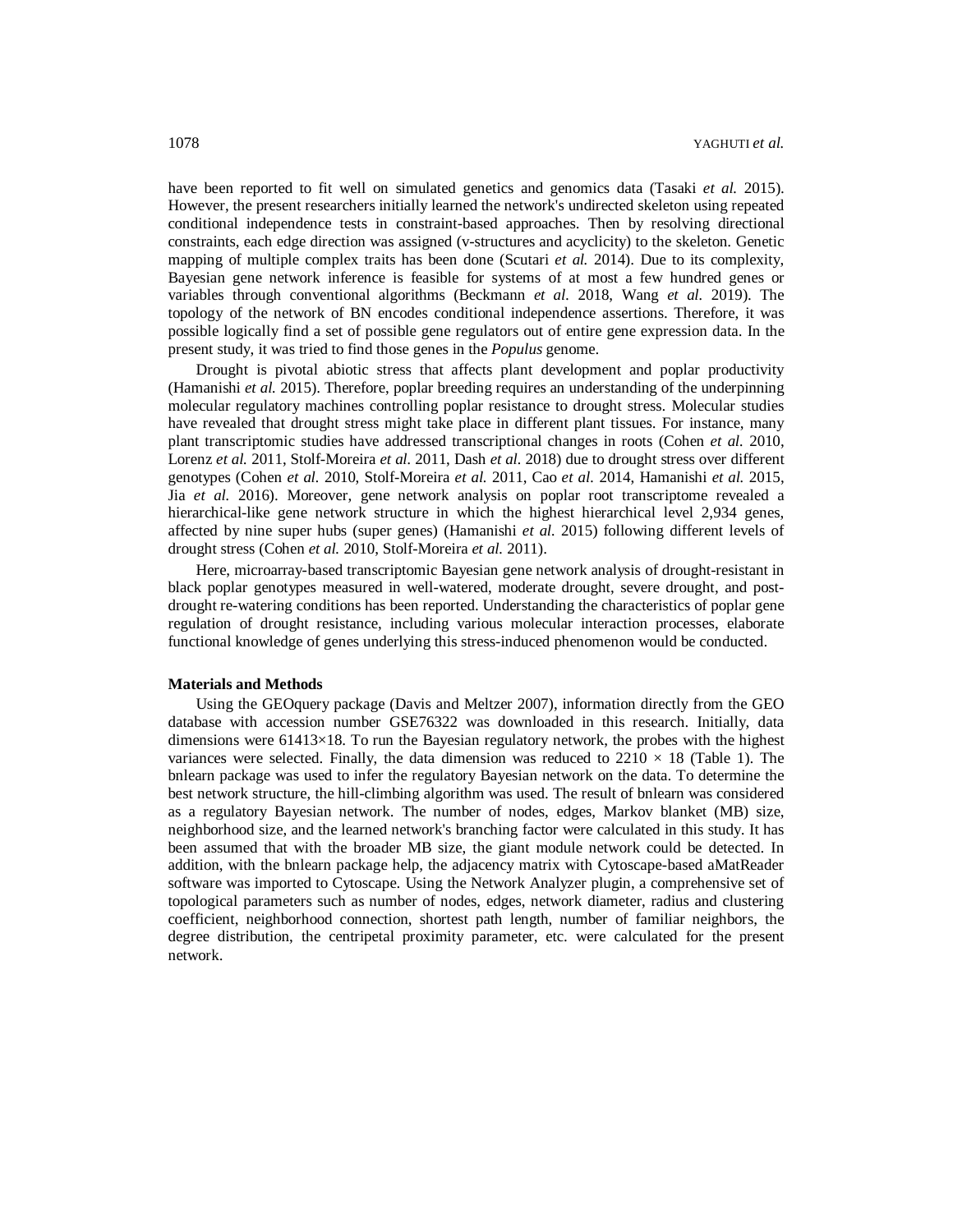have been reported to fit well on simulated genetics and genomics data (Tasaki *et al.* 2015). However, the present researchers initially learned the network's undirected skeleton using repeated conditional independence tests in constraint-based approaches. Then by resolving directional constraints, each edge direction was assigned (v-structures and acyclicity) to the skeleton. Genetic mapping of multiple complex traits has been done (Scutari *et al.* 2014). Due to its complexity, Bayesian gene network inference is feasible for systems of at most a few hundred genes or variables through conventional algorithms (Beckmann *et al.* 2018, Wang *et al.* 2019). The topology of the network of BN encodes conditional independence assertions. Therefore, it was possible logically find a set of possible gene regulators out of entire gene expression data. In the present study, it was tried to find those genes in the *Populus* genome.

Drought is pivotal abiotic stress that affects plant development and poplar productivity (Hamanishi *et al.* 2015). Therefore, poplar breeding requires an understanding of the underpinning molecular regulatory machines controlling poplar resistance to drought stress. Molecular studies have revealed that drought stress might take place in different plant tissues. For instance, many plant transcriptomic studies have addressed transcriptional changes in roots (Cohen *et al.* 2010, Lorenz *et al.* 2011, Stolf-Moreira *et al.* 2011, Dash *et al.* 2018) due to drought stress over different genotypes (Cohen *et al.* 2010, Stolf-Moreira *et al.* 2011, Cao *et al.* 2014, Hamanishi *et al.* 2015, Jia *et al.* 2016). Moreover, gene network analysis on poplar root transcriptome revealed a hierarchical-like gene network structure in which the highest hierarchical level 2,934 genes, affected by nine super hubs (super genes) (Hamanishi *et al.* 2015) following different levels of drought stress (Cohen *et al.* 2010, Stolf-Moreira *et al.* 2011).

Here, microarray-based transcriptomic Bayesian gene network analysis of drought-resistant in black poplar genotypes measured in well-watered, moderate drought, severe drought, and post-drought re-watering conditions has been reported. Understanding the characteristics of poplar gene regulation of drought resistance, including various molecular interaction processes, elaborate functional knowledge of genes underlying this stress-induced phenomenon would be conducted.

**Materials and Methods**

Using the GEOquery package (Davis and Meltzer 2007), information directly from the GEO database with accession number GSE76322 was downloaded in this research. Initially, data dimensions were 61413×18. To run the Bayesian regulatory network, the probes with the highest variances were selected. Finally, the data dimension was reduced to 2210 × 18 (Table 1). The bnlearn package was used to infer the regulatory Bayesian network on the data. To determine the best network structure, the hill-climbing algorithm was used. The result of bnlearn was considered as a regulatory Bayesian network. The number of nodes, edges, Markov blanket (MB) size, neighborhood size, and the learned network's branching factor were calculated in this study. It has been assumed that with the broader MB size, the giant module network could be detected. In addition, with the bnlearn package help, the adjacency matrix with Cytoscape-based aMatReader software was imported to Cytoscape. Using the Network Analyzer plugin, a comprehensive set of topological parameters such as number of nodes, edges, network diameter, radius and clustering coefficient, neighborhood connection, shortest path length, number of familiar neighbors, the degree distribution, the centripetal proximity parameter, etc. were calculated for the present network.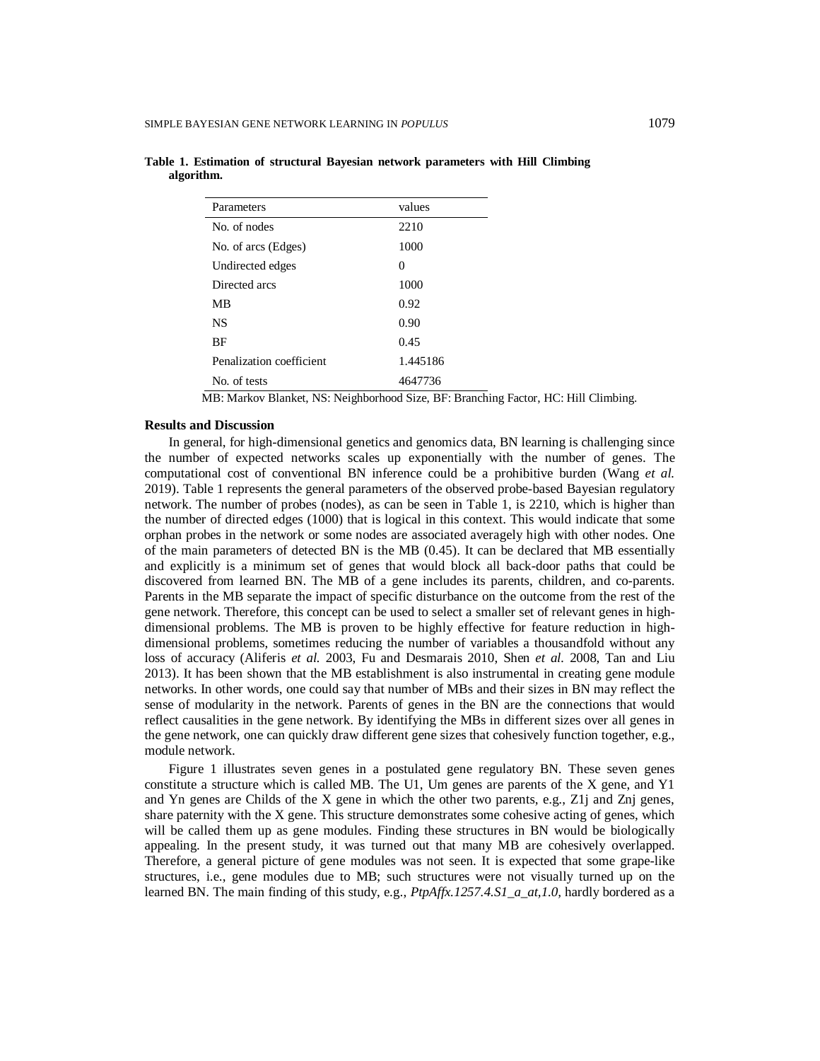**Table 1. Estimation of structural Bayesian network parameters with Hill Climbing algorithm.**

| Parameters | values |
|---|---|
| No. of nodes | 2210 |
| No. of arcs (Edges) | 1000 |
| Undirected edges | 0 |
| Directed arcs | 1000 |
| MB | 0.92 |
| NS | 0.90 |
| BF | 0.45 |
| Penalization coefficient | 1.445186 |
| No. of tests | 4647736 |

MB: Markov Blanket, NS: Neighborhood Size, BF: Branching Factor, HC: Hill Climbing.

## Results and Discussion

In general, for high-dimensional genetics and genomics data, BN learning is challenging since the number of expected networks scales up exponentially with the number of genes. The computational cost of conventional BN inference could be a prohibitive burden (Wang *et al.* 2019). Table 1 represents the general parameters of the observed probe-based Bayesian regulatory network. The number of probes (nodes), as can be seen in Table 1, is 2210, which is higher than the number of directed edges (1000) that is logical in this context. This would indicate that some orphan probes in the network or some nodes are associated averagely high with other nodes. One of the main parameters of detected BN is the MB (0.45). It can be declared that MB essentially and explicitly is a minimum set of genes that would block all back-door paths that could be discovered from learned BN. The MB of a gene includes its parents, children, and co-parents. Parents in the MB separate the impact of specific disturbance on the outcome from the rest of the gene network. Therefore, this concept can be used to select a smaller set of relevant genes in high-dimensional problems. The MB is proven to be highly effective for feature reduction in high-dimensional problems, sometimes reducing the number of variables a thousandfold without any loss of accuracy (Aliferis *et al.* 2003, Fu and Desmarais 2010, Shen *et al.* 2008, Tan and Liu 2013). It has been shown that the MB establishment is also instrumental in creating gene module networks. In other words, one could say that number of MBs and their sizes in BN may reflect the sense of modularity in the network. Parents of genes in the BN are the connections that would reflect causalities in the gene network. By identifying the MBs in different sizes over all genes in the gene network, one can quickly draw different gene sizes that cohesively function together, e.g., module network.

Figure 1 illustrates seven genes in a postulated gene regulatory BN. These seven genes constitute a structure which is called MB. The U1, Um genes are parents of the X gene, and Y1 and Yn genes are Childs of the X gene in which the other two parents, e.g., Z1j and Znj genes, share paternity with the X gene. This structure demonstrates some cohesive acting of genes, which will be called them up as gene modules. Finding these structures in BN would be biologically appealing. In the present study, it was turned out that many MB are cohesively overlapped. Therefore, a general picture of gene modules was not seen. It is expected that some grape-like structures, i.e., gene modules due to MB; such structures were not visually turned up on the learned BN. The main finding of this study, e.g., *PtpAffx.1257.4.S1_a_at,1.0*, hardly bordered as a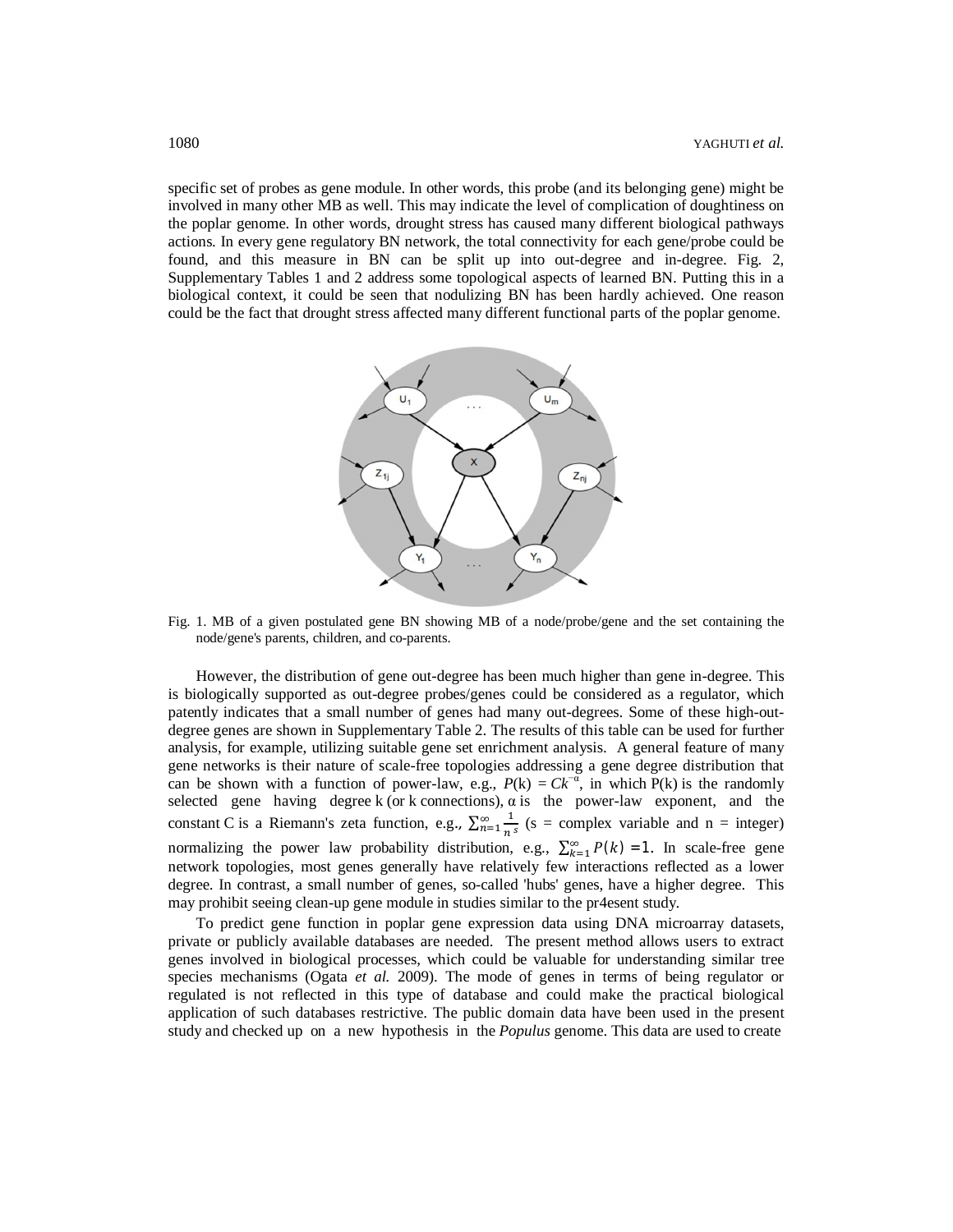specific set of probes as gene module. In other words, this probe (and its belonging gene) might be involved in many other MB as well. This may indicate the level of complication of doughtiness on the poplar genome. In other words, drought stress has caused many different biological pathways actions. In every gene regulatory BN network, the total connectivity for each gene/probe could be found, and this measure in BN can be split up into out-degree and in-degree. Fig. 2, Supplementary Tables 1 and 2 address some topological aspects of learned BN. Putting this in a biological context, it could be seen that nodulizing BN has been hardly achieved. One reason could be the fact that drought stress affected many different functional parts of the poplar genome.

Fig. 1. MB of a given postulated gene BN showing MB of a node/probe/gene and the set containing the node/gene's parents, children, and co-parents.

However, the distribution of gene out-degree has been much higher than gene in-degree. This is biologically supported as out-degree probes/genes could be considered as a regulator, which patently indicates that a small number of genes had many out-degrees. Some of these high-out-degree genes are shown in Supplementary Table 2. The results of this table can be used for further analysis, for example, utilizing suitable gene set enrichment analysis. A general feature of many gene networks is their nature of scale-free topologies addressing a gene degree distribution that can be shown with a function of power-law, e.g., $P(k) = Ck^{-\alpha}$, in which P(k) is the randomly selected gene having degree k (or k connections), $\alpha$ is the power-law exponent, and the constant C is a Riemann's zeta function, e.g., $\sum_{n=1}^{\infty} \frac{1}{n^{s}}$ (s = complex variable and n = integer) normalizing the power law probability distribution, e.g., $\sum_{k=1}^{\infty} P(k) = 1$. In scale-free gene network topologies, most genes generally have relatively few interactions reflected as a lower degree. In contrast, a small number of genes, so-called 'hubs' genes, have a higher degree. This may prohibit seeing clean-up gene module in studies similar to the pr4esent study.

To predict gene function in poplar gene expression data using DNA microarray datasets, private or publicly available databases are needed. The present method allows users to extract genes involved in biological processes, which could be valuable for understanding similar tree species mechanisms (Ogata *et al.* 2009). The mode of genes in terms of being regulator or regulated is not reflected in this type of database and could make the practical biological application of such databases restrictive. The public domain data have been used in the present study and checked up on a new hypothesis in the *Populus* genome. This data are used to create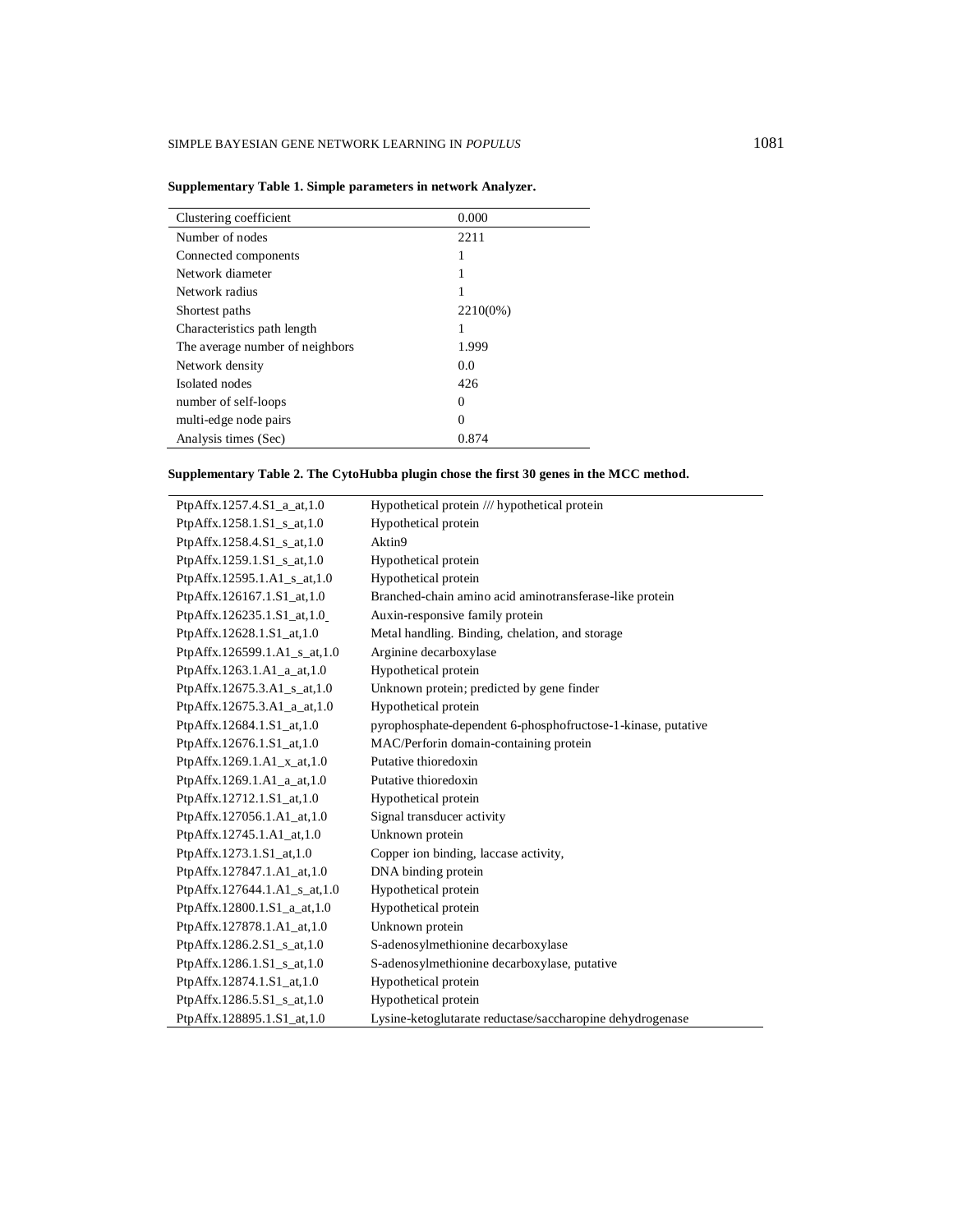**Supplementary Table 1. Simple parameters in network Analyzer.**

| Clustering coefficient | 0.000 |
|---|---|
| Number of nodes | 2211 |
| Connected components | 1 |
| Network diameter | 1 |
| Network radius | 1 |
| Shortest paths | 2210(0%) |
| Characteristics path length | 1 |
| The average number of neighbors | 1.999 |
| Network density | 0.0 |
| Isolated nodes | 426 |
| number of self-loops | 0 |
| multi-edge node pairs | 0 |
| Analysis times (Sec) | 0.874 |

**Supplementary Table 2. The CytoHubba plugin chose the first 30 genes in the MCC method.**

| PtpAffx.1257.4.S1_a_at,1.0 | Hypothetical protein /// hypothetical protein |
|---|---|
| PtpAffx.1258.1.S1_s_at,1.0 | Hypothetical protein |
| PtpAffx.1258.4.S1_s_at,1.0 | Aktin9 |
| PtpAffx.1259.1.S1_s_at,1.0 | Hypothetical protein |
| PtpAffx.12595.1.A1_s_at,1.0 | Hypothetical protein |
| PtpAffx.126167.1.S1_at,1.0 | Branched-chain amino acid aminotransferase-like protein |
| PtpAffx.126235.1.S1_at,1.0 | Auxin-responsive family protein |
| PtpAffx.12628.1.S1_at,1.0 | Metal handling. Binding, chelation, and storage |
| PtpAffx.126599.1.A1_s_at,1.0 | Arginine decarboxylase |
| PtpAffx.1263.1.A1_a_at,1.0 | Hypothetical protein |
| PtpAffx.12675.3.A1_s_at,1.0 | Unknown protein; predicted by gene finder |
| PtpAffx.12675.3.A1_a_at,1.0 | Hypothetical protein |
| PtpAffx.12684.1.S1_at,1.0 | pyrophosphate-dependent 6-phosphofructose-1-kinase, putative |
| PtpAffx.12676.1.S1_at,1.0 | MAC/Perforin domain-containing protein |
| PtpAffx.1269.1.A1_x_at,1.0 | Putative thioredoxin |
| PtpAffx.1269.1.A1_a_at,1.0 | Putative thioredoxin |
| PtpAffx.12712.1.S1_at,1.0 | Hypothetical protein |
| PtpAffx.127056.1.A1_at,1.0 | Signal transducer activity |
| PtpAffx.12745.1.A1_at,1.0 | Unknown protein |
| PtpAffx.1273.1.S1_at,1.0 | Copper ion binding, laccase activity, |
| PtpAffx.127847.1.A1_at,1.0 | DNA binding protein |
| PtpAffx.127644.1.A1_s_at,1.0 | Hypothetical protein |
| PtpAffx.12800.1.S1_a_at,1.0 | Hypothetical protein |
| PtpAffx.127878.1.A1_at,1.0 | Unknown protein |
| PtpAffx.1286.2.S1_s_at,1.0 | S-adenosylmethionine decarboxylase |
| PtpAffx.1286.1.S1_s_at,1.0 | S-adenosylmethionine decarboxylase, putative |
| PtpAffx.12874.1.S1_at,1.0 | Hypothetical protein |
| PtpAffx.1286.5.S1_s_at,1.0 | Hypothetical protein |
| PtpAffx.128895.1.S1_at,1.0 | Lysine-ketoglutarate reductase/saccharopine dehydrogenase |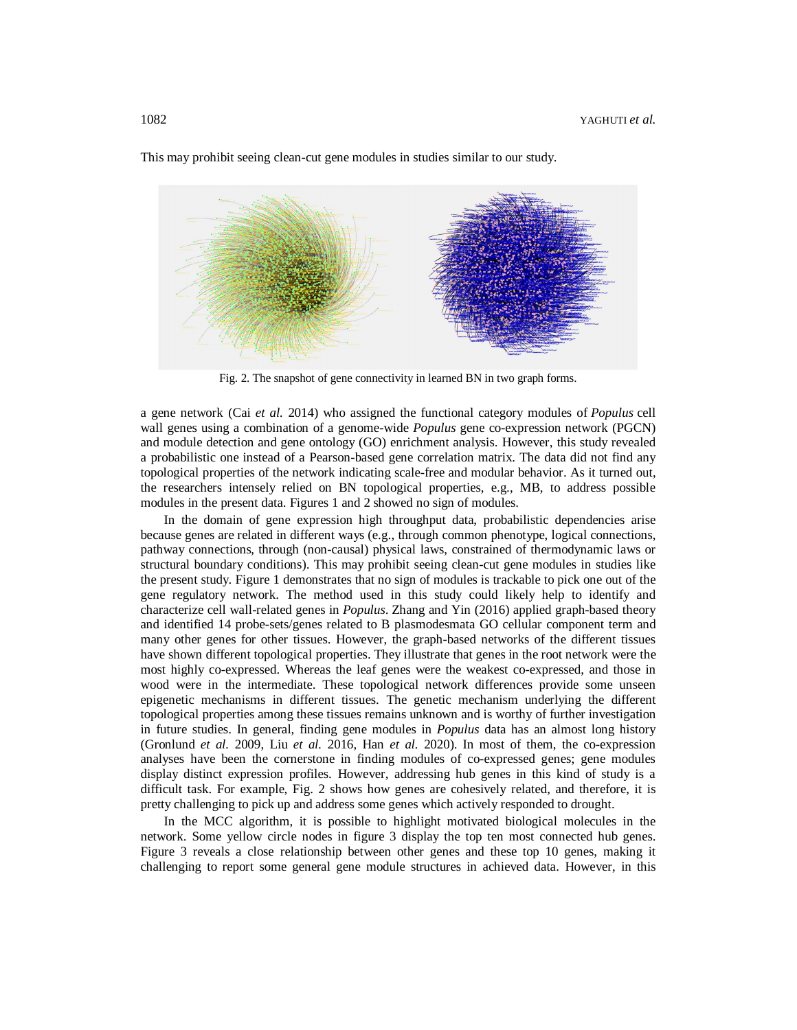This may prohibit seeing clean-cut gene modules in studies similar to our study.

Fig. 2. The snapshot of gene connectivity in learned BN in two graph forms.

a gene network (Cai *et al.* 2014) who assigned the functional category modules of *Populus* cell wall genes using a combination of a genome-wide *Populus* gene co-expression network (PGCN) and module detection and gene ontology (GO) enrichment analysis. However, this study revealed a probabilistic one instead of a Pearson-based gene correlation matrix. The data did not find any topological properties of the network indicating scale-free and modular behavior. As it turned out, the researchers intensely relied on BN topological properties, e.g., MB, to address possible modules in the present data. Figures 1 and 2 showed no sign of modules.

In the domain of gene expression high throughput data, probabilistic dependencies arise because genes are related in different ways (e.g., through common phenotype, logical connections, pathway connections, through (non-causal) physical laws, constrained of thermodynamic laws or structural boundary conditions). This may prohibit seeing clean-cut gene modules in studies like the present study. Figure 1 demonstrates that no sign of modules is trackable to pick one out of the gene regulatory network. The method used in this study could likely help to identify and characterize cell wall-related genes in *Populus*. Zhang and Yin (2016) applied graph-based theory and identified 14 probe-sets/genes related to B plasmodesmata GO cellular component term and many other genes for other tissues. However, the graph-based networks of the different tissues have shown different topological properties. They illustrate that genes in the root network were the most highly co-expressed. Whereas the leaf genes were the weakest co-expressed, and those in wood were in the intermediate. These topological network differences provide some unseen epigenetic mechanisms in different tissues. The genetic mechanism underlying the different topological properties among these tissues remains unknown and is worthy of further investigation in future studies. In general, finding gene modules in *Populus* data has an almost long history (Gronlund *et al.* 2009, Liu *et al.* 2016, Han *et al.* 2020). In most of them, the co-expression analyses have been the cornerstone in finding modules of co-expressed genes; gene modules display distinct expression profiles. However, addressing hub genes in this kind of study is a difficult task. For example, Fig. 2 shows how genes are cohesively related, and therefore, it is pretty challenging to pick up and address some genes which actively responded to drought.

In the MCC algorithm, it is possible to highlight motivated biological molecules in the network. Some yellow circle nodes in figure 3 display the top ten most connected hub genes. Figure 3 reveals a close relationship between other genes and these top 10 genes, making it challenging to report some general gene module structures in achieved data. However, in this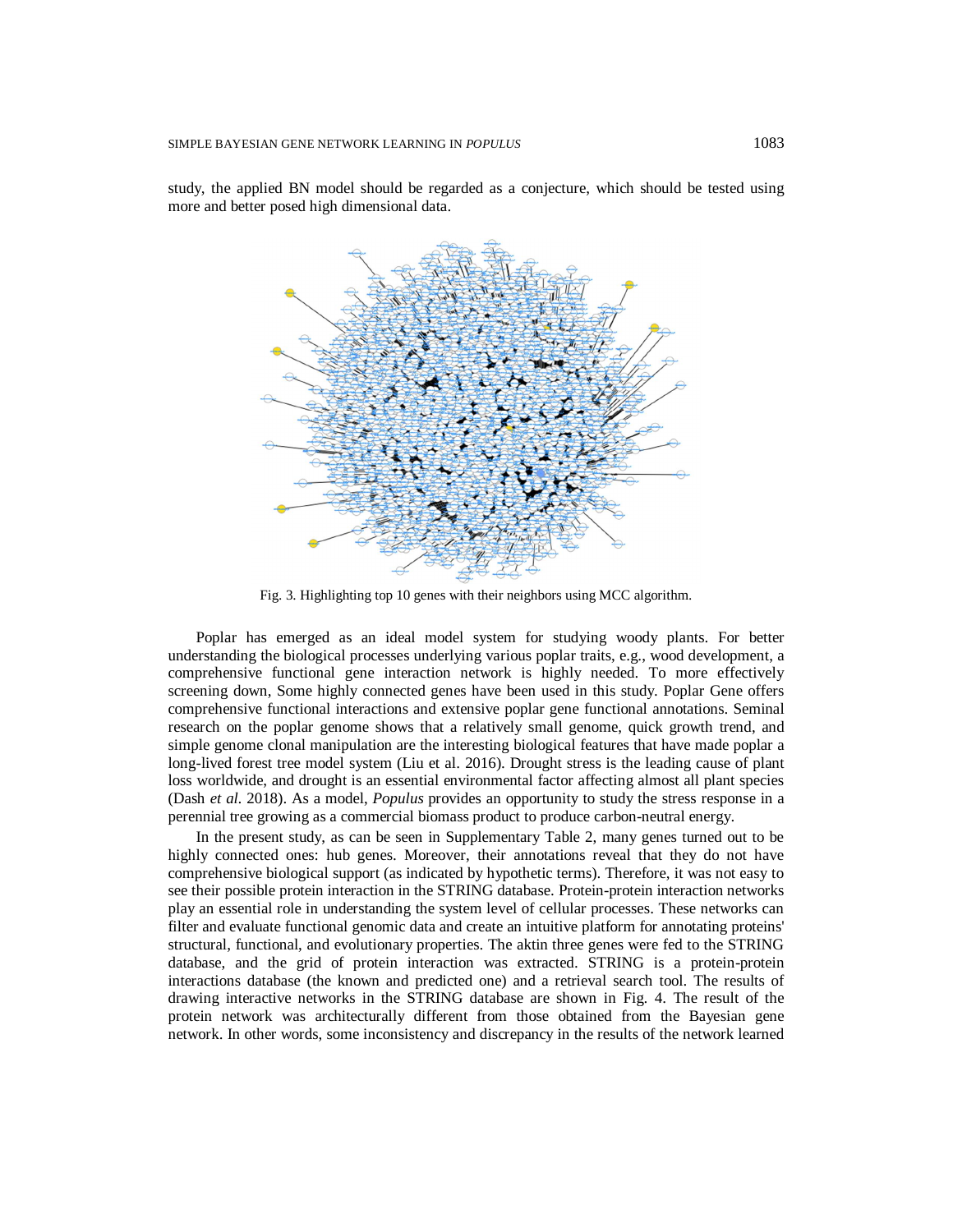study, the applied BN model should be regarded as a conjecture, which should be tested using more and better posed high dimensional data.

Fig. 3. Highlighting top 10 genes with their neighbors using MCC algorithm.

Poplar has emerged as an ideal model system for studying woody plants. For better understanding the biological processes underlying various poplar traits, e.g., wood development, a comprehensive functional gene interaction network is highly needed. To more effectively screening down, Some highly connected genes have been used in this study. Poplar Gene offers comprehensive functional interactions and extensive poplar gene functional annotations. Seminal research on the poplar genome shows that a relatively small genome, quick growth trend, and simple genome clonal manipulation are the interesting biological features that have made poplar a long-lived forest tree model system (Liu et al. 2016). Drought stress is the leading cause of plant loss worldwide, and drought is an essential environmental factor affecting almost all plant species (Dash *et al.* 2018). As a model, *Populus* provides an opportunity to study the stress response in a perennial tree growing as a commercial biomass product to produce carbon-neutral energy.

In the present study, as can be seen in Supplementary Table 2, many genes turned out to be highly connected ones: hub genes. Moreover, their annotations reveal that they do not have comprehensive biological support (as indicated by hypothetic terms). Therefore, it was not easy to see their possible protein interaction in the STRING database. Protein-protein interaction networks play an essential role in understanding the system level of cellular processes. These networks can filter and evaluate functional genomic data and create an intuitive platform for annotating proteins' structural, functional, and evolutionary properties. The aktin three genes were fed to the STRING database, and the grid of protein interaction was extracted. STRING is a protein-protein interactions database (the known and predicted one) and a retrieval search tool. The results of drawing interactive networks in the STRING database are shown in Fig. 4. The result of the protein network was architecturally different from those obtained from the Bayesian gene network. In other words, some inconsistency and discrepancy in the results of the network learned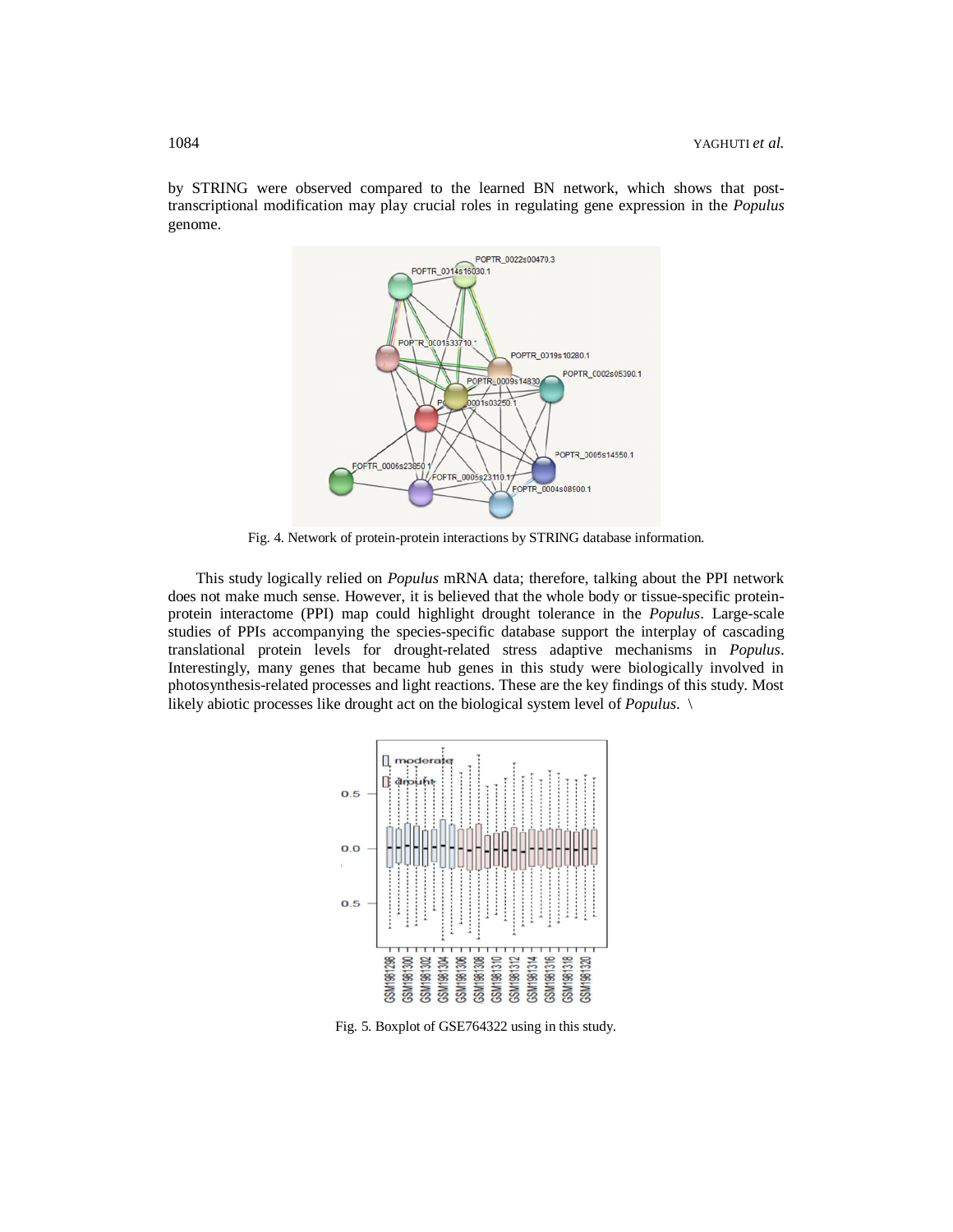by STRING were observed compared to the learned BN network, which shows that post-transcriptional modification may play crucial roles in regulating gene expression in the *Populus* genome.

Fig. 4. Network of protein-protein interactions by STRING database information.

This study logically relied on *Populus* mRNA data; therefore, talking about the PPI network does not make much sense. However, it is believed that the whole body or tissue-specific protein-protein interactome (PPI) map could highlight drought tolerance in the *Populus*. Large-scale studies of PPIs accompanying the species-specific database support the interplay of cascading translational protein levels for drought-related stress adaptive mechanisms in *Populus*. Interestingly, many genes that became hub genes in this study were biologically involved in photosynthesis-related processes and light reactions. These are the key findings of this study. Most likely abiotic processes like drought act on the biological system level of *Populus*. \

Fig. 5. Boxplot of GSE764322 using in this study.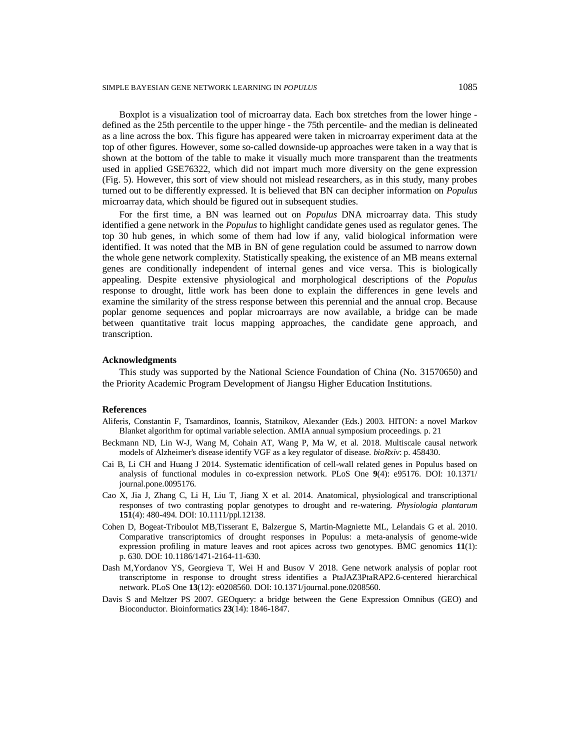Boxplot is a visualization tool of microarray data. Each box stretches from the lower hinge - defined as the 25th percentile to the upper hinge - the 75th percentile- and the median is delineated as a line across the box. This figure has appeared were taken in microarray experiment data at the top of other figures. However, some so-called downside-up approaches were taken in a way that is shown at the bottom of the table to make it visually much more transparent than the treatments used in applied GSE76322, which did not impart much more diversity on the gene expression (Fig. 5). However, this sort of view should not mislead researchers, as in this study, many probes turned out to be differently expressed. It is believed that BN can decipher information on *Populus* microarray data, which should be figured out in subsequent studies.

For the first time, a BN was learned out on *Populus* DNA microarray data. This study identified a gene network in the *Populus* to highlight candidate genes used as regulator genes. The top 30 hub genes, in which some of them had low if any, valid biological information were identified. It was noted that the MB in BN of gene regulation could be assumed to narrow down the whole gene network complexity. Statistically speaking, the existence of an MB means external genes are conditionally independent of internal genes and vice versa. This is biologically appealing. Despite extensive physiological and morphological descriptions of the *Populus* response to drought, little work has been done to explain the differences in gene levels and examine the similarity of the stress response between this perennial and the annual crop. Because poplar genome sequences and poplar microarrays are now available, a bridge can be made between quantitative trait locus mapping approaches, the candidate gene approach, and transcription.

### Acknowledgments

This study was supported by the National Science Foundation of China (No. 31570650) and the Priority Academic Program Development of Jiangsu Higher Education Institutions.

### References

Aliferis, Constantin F, Tsamardinos, Ioannis, Statnikov, Alexander (Eds.) 2003. HITON: a novel Markov Blanket algorithm for optimal variable selection. AMIA annual symposium proceedings. p. 21

Beckmann ND, Lin W-J, Wang M, Cohain AT, Wang P, Ma W, et al. 2018. Multiscale causal network models of Alzheimer's disease identify VGF as a key regulator of disease. *bioRxiv*: p. 458430.

Cai B, Li CH and Huang J 2014. Systematic identification of cell-wall related genes in Populus based on analysis of functional modules in co-expression network. PLoS One **9**(4): e95176. DOI: 10.1371/ journal.pone.0095176.

Cao X, Jia J, Zhang C, Li H, Liu T, Jiang X et al. 2014. Anatomical, physiological and transcriptional responses of two contrasting poplar genotypes to drought and re-watering. *Physiologia plantarum* **151**(4): 480-494. DOI: 10.1111/ppl.12138.

Cohen D, Bogeat-Triboulot MB,Tisserant E, Balzergue S, Martin-Magniette ML, Lelandais G et al. 2010. Comparative transcriptomics of drought responses in Populus: a meta-analysis of genome-wide expression profiling in mature leaves and root apices across two genotypes. BMC genomics **11**(1): p. 630. DOI: 10.1186/1471-2164-11-630.

Dash M,Yordanov YS, Georgieva T, Wei H and Busov V 2018. Gene network analysis of poplar root transcriptome in response to drought stress identifies a PtaJAZ3PtaRAP2.6-centered hierarchical network. PLoS One **13**(12): e0208560. DOI: 10.1371/journal.pone.0208560.

Davis S and Meltzer PS 2007. GEOquery: a bridge between the Gene Expression Omnibus (GEO) and Bioconductor. Bioinformatics **23**(14): 1846-1847.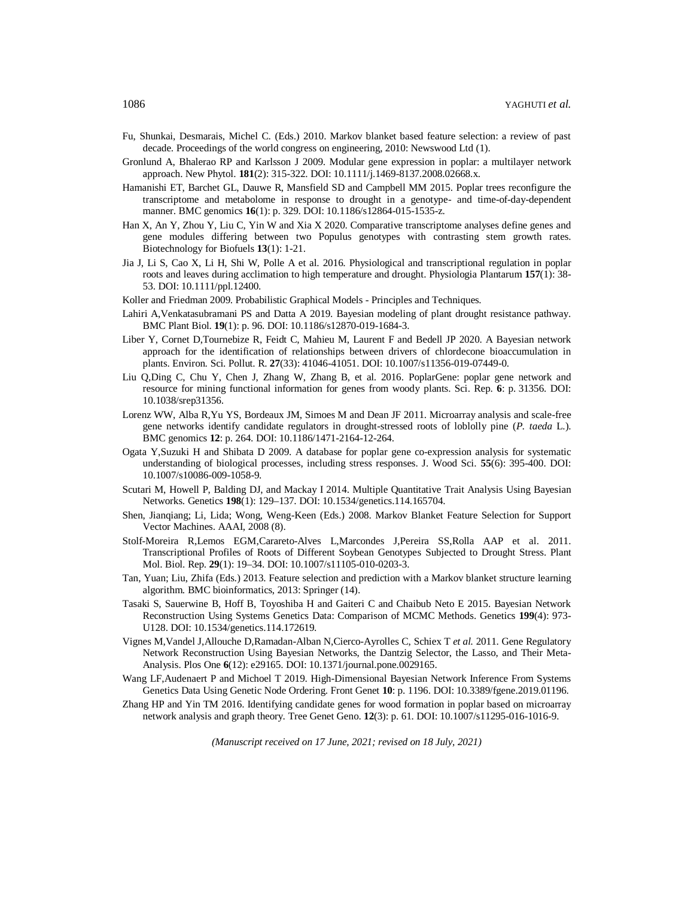Fu, Shunkai, Desmarais, Michel C. (Eds.) 2010. Markov blanket based feature selection: a review of past decade. Proceedings of the world congress on engineering, 2010: Newswood Ltd (1).

Gronlund A, Bhalerao RP and Karlsson J 2009. Modular gene expression in poplar: a multilayer network approach. New Phytol. **181**(2): 315-322. DOI: 10.1111/j.1469-8137.2008.02668.x.

Hamanishi ET, Barchet GL, Dauwe R, Mansfield SD and Campbell MM 2015. Poplar trees reconfigure the transcriptome and metabolome in response to drought in a genotype- and time-of-day-dependent manner. BMC genomics **16**(1): p. 329. DOI: 10.1186/s12864-015-1535-z.

Han X, An Y, Zhou Y, Liu C, Yin W and Xia X 2020. Comparative transcriptome analyses define genes and gene modules differing between two Populus genotypes with contrasting stem growth rates. Biotechnology for Biofuels **13**(1): 1-21.

Jia J, Li S, Cao X, Li H, Shi W, Polle A et al. 2016. Physiological and transcriptional regulation in poplar roots and leaves during acclimation to high temperature and drought. Physiologia Plantarum **157**(1): 38-53. DOI: 10.1111/ppl.12400.

Koller and Friedman 2009. Probabilistic Graphical Models - Principles and Techniques.

Lahiri A,Venkatasubramani PS and Datta A 2019. Bayesian modeling of plant drought resistance pathway. BMC Plant Biol. **19**(1): p. 96. DOI: 10.1186/s12870-019-1684-3.

Liber Y, Cornet D,Tournebize R, Feidt C, Mahieu M, Laurent F and Bedell JP 2020. A Bayesian network approach for the identification of relationships between drivers of chlordecone bioaccumulation in plants. Environ. Sci. Pollut. R. **27**(33): 41046-41051. DOI: 10.1007/s11356-019-07449-0.

Liu Q,Ding C, Chu Y, Chen J, Zhang W, Zhang B, et al. 2016. PoplarGene: poplar gene network and resource for mining functional information for genes from woody plants. Sci. Rep. **6**: p. 31356. DOI: 10.1038/srep31356.

Lorenz WW, Alba R,Yu YS, Bordeaux JM, Simoes M and Dean JF 2011. Microarray analysis and scale-free gene networks identify candidate regulators in drought-stressed roots of loblolly pine (*P. taeda* L.). BMC genomics **12**: p. 264. DOI: 10.1186/1471-2164-12-264.

Ogata Y,Suzuki H and Shibata D 2009. A database for poplar gene co-expression analysis for systematic understanding of biological processes, including stress responses. J. Wood Sci. **55**(6): 395-400. DOI: 10.1007/s10086-009-1058-9.

Scutari M, Howell P, Balding DJ, and Mackay I 2014. Multiple Quantitative Trait Analysis Using Bayesian Networks. Genetics **198**(1): 129–137. DOI: 10.1534/genetics.114.165704.

Shen, Jianqiang; Li, Lida; Wong, Weng-Keen (Eds.) 2008. Markov Blanket Feature Selection for Support Vector Machines. AAAI, 2008 (8).

Stolf-Moreira R,Lemos EGM,Carareto-Alves L,Marcondes J,Pereira SS,Rolla AAP et al. 2011. Transcriptional Profiles of Roots of Different Soybean Genotypes Subjected to Drought Stress. Plant Mol. Biol. Rep. **29**(1): 19–34. DOI: 10.1007/s11105-010-0203-3.

Tan, Yuan; Liu, Zhifa (Eds.) 2013. Feature selection and prediction with a Markov blanket structure learning algorithm. BMC bioinformatics, 2013: Springer (14).

Tasaki S, Sauerwine B, Hoff B, Toyoshiba H and Gaiteri C and Chaibub Neto E 2015. Bayesian Network Reconstruction Using Systems Genetics Data: Comparison of MCMC Methods. Genetics **199**(4): 973-U128. DOI: 10.1534/genetics.114.172619.

Vignes M,Vandel J,Allouche D,Ramadan-Alban N,Cierco-Ayrolles C, Schiex T *et al.* 2011. Gene Regulatory Network Reconstruction Using Bayesian Networks, the Dantzig Selector, the Lasso, and Their Meta-Analysis. Plos One **6**(12): e29165. DOI: 10.1371/journal.pone.0029165.

Wang LF,Audenaert P and Michoel T 2019. High-Dimensional Bayesian Network Inference From Systems Genetics Data Using Genetic Node Ordering. Front Genet **10**: p. 1196. DOI: 10.3389/fgene.2019.01196.

Zhang HP and Yin TM 2016. Identifying candidate genes for wood formation in poplar based on microarray network analysis and graph theory. Tree Genet Geno. **12**(3): p. 61. DOI: 10.1007/s11295-016-1016-9.

*(Manuscript received on 17 June, 2021; revised on 18 July, 2021)*